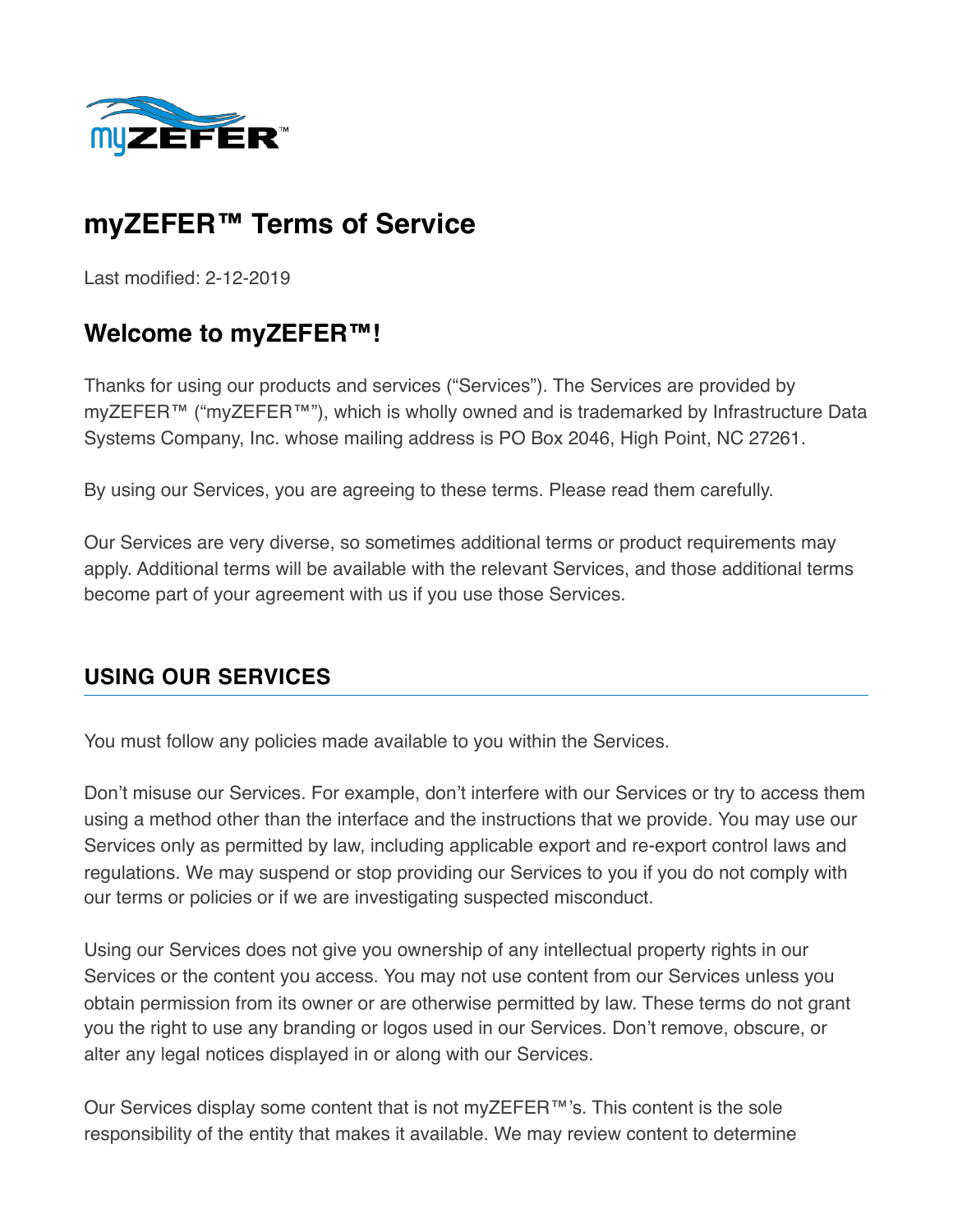# myZEFER™ Terms of Service

Last modified: 2-12-2019

## Welcome to myZEFER™!

Thanks for using our products and services ("Services"). The Services are provided by myZEFER™ ("myZEFER™"), which is wholly owned and is trademarked by Infrastructure Data Systems Company, Inc. whose mailing address is PO Box 2046, High Point, NC 27261.

By using our Services, you are agreeing to these terms. Please read them carefully.

Our Services are very diverse, so sometimes additional terms or product requirements may apply. Additional terms will be available with the relevant Services, and those additional terms become part of your agreement with us if you use those Services.

### USING OUR SERVICES

You must follow any policies made available to you within the Services.

Don't misuse our Services. For example, don't interfere with our Services or try to access them using a method other than the interface and the instructions that we provide. You may use our Services only as permitted by law, including applicable export and re-export control laws and regulations. We may suspend or stop providing our Services to you if you do not comply with our terms or policies or if we are investigating suspected misconduct.

Using our Services does not give you ownership of any intellectual property rights in our Services or the content you access. You may not use content from our Services unless you obtain permission from its owner or are otherwise permitted by law. These terms do not grant you the right to use any branding or logos used in our Services. Don't remove, obscure, or alter any legal notices displayed in or along with our Services.

Our Services display some content that is not myZEFER™'s. This content is the sole responsibility of the entity that makes it available. We may review content to determine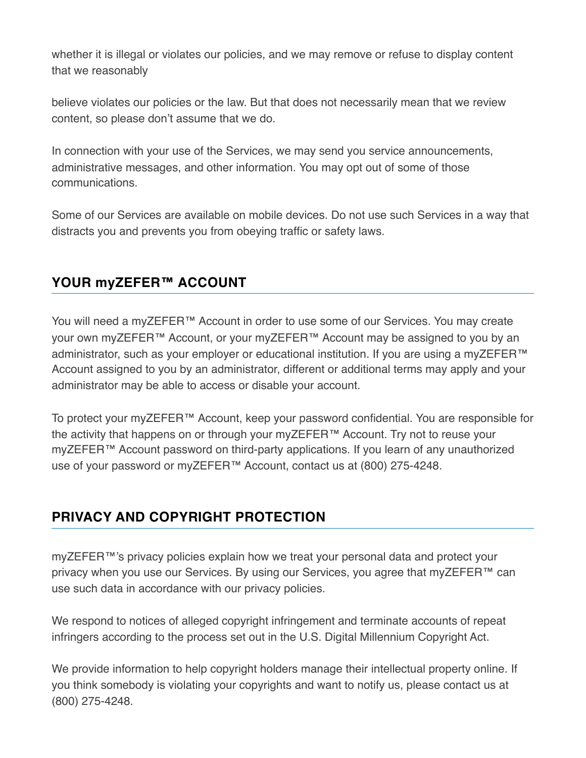whether it is illegal or violates our policies, and we may remove or refuse to display content that we reasonably

believe violates our policies or the law. But that does not necessarily mean that we review content, so please don't assume that we do.

In connection with your use of the Services, we may send you service announcements, administrative messages, and other information. You may opt out of some of those communications.

Some of our Services are available on mobile devices. Do not use such Services in a way that distracts you and prevents you from obeying traffic or safety laws.

## YOUR myZEFER™ ACCOUNT

You will need a myZEFER™ Account in order to use some of our Services. You may create your own myZEFER™ Account, or your myZEFER™ Account may be assigned to you by an administrator, such as your employer or educational institution. If you are using a myZEFER™ Account assigned to you by an administrator, different or additional terms may apply and your administrator may be able to access or disable your account.

To protect your myZEFER™ Account, keep your password confidential. You are responsible for the activity that happens on or through your myZEFER™ Account. Try not to reuse your myZEFER™ Account password on third-party applications. If you learn of any unauthorized use of your password or myZEFER™ Account, contact us at (800) 275-4248.

## PRIVACY AND COPYRIGHT PROTECTION

myZEFER™'s privacy policies explain how we treat your personal data and protect your privacy when you use our Services. By using our Services, you agree that myZEFER™ can use such data in accordance with our privacy policies.

We respond to notices of alleged copyright infringement and terminate accounts of repeat infringers according to the process set out in the U.S. Digital Millennium Copyright Act.

We provide information to help copyright holders manage their intellectual property online. If you think somebody is violating your copyrights and want to notify us, please contact us at (800) 275-4248.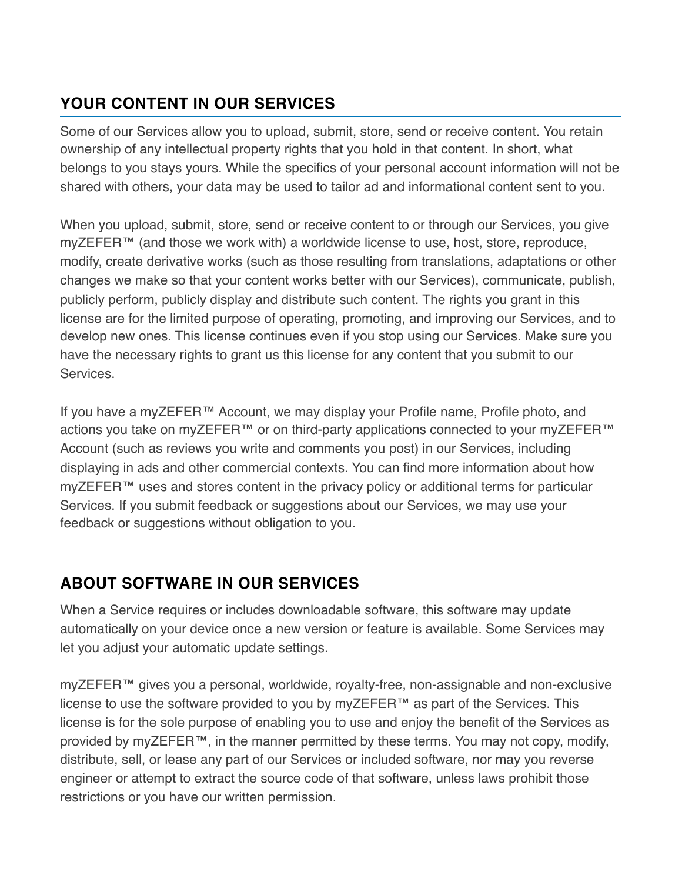## YOUR CONTENT IN OUR SERVICES

Some of our Services allow you to upload, submit, store, send or receive content. You retain ownership of any intellectual property rights that you hold in that content. In short, what belongs to you stays yours. While the specifics of your personal account information will not be shared with others, your data may be used to tailor ad and informational content sent to you.

When you upload, submit, store, send or receive content to or through our Services, you give myZEFER™ (and those we work with) a worldwide license to use, host, store, reproduce, modify, create derivative works (such as those resulting from translations, adaptations or other changes we make so that your content works better with our Services), communicate, publish, publicly perform, publicly display and distribute such content. The rights you grant in this license are for the limited purpose of operating, promoting, and improving our Services, and to develop new ones. This license continues even if you stop using our Services. Make sure you have the necessary rights to grant us this license for any content that you submit to our Services.

If you have a myZEFER™ Account, we may display your Profile name, Profile photo, and actions you take on myZEFER™ or on third-party applications connected to your myZEFER™ Account (such as reviews you write and comments you post) in our Services, including displaying in ads and other commercial contexts. You can find more information about how myZEFER™ uses and stores content in the privacy policy or additional terms for particular Services. If you submit feedback or suggestions about our Services, we may use your feedback or suggestions without obligation to you.

## ABOUT SOFTWARE IN OUR SERVICES

When a Service requires or includes downloadable software, this software may update automatically on your device once a new version or feature is available. Some Services may let you adjust your automatic update settings.

myZEFER™ gives you a personal, worldwide, royalty-free, non-assignable and non-exclusive license to use the software provided to you by myZEFER™ as part of the Services. This license is for the sole purpose of enabling you to use and enjoy the benefit of the Services as provided by myZEFER™, in the manner permitted by these terms. You may not copy, modify, distribute, sell, or lease any part of our Services or included software, nor may you reverse engineer or attempt to extract the source code of that software, unless laws prohibit those restrictions or you have our written permission.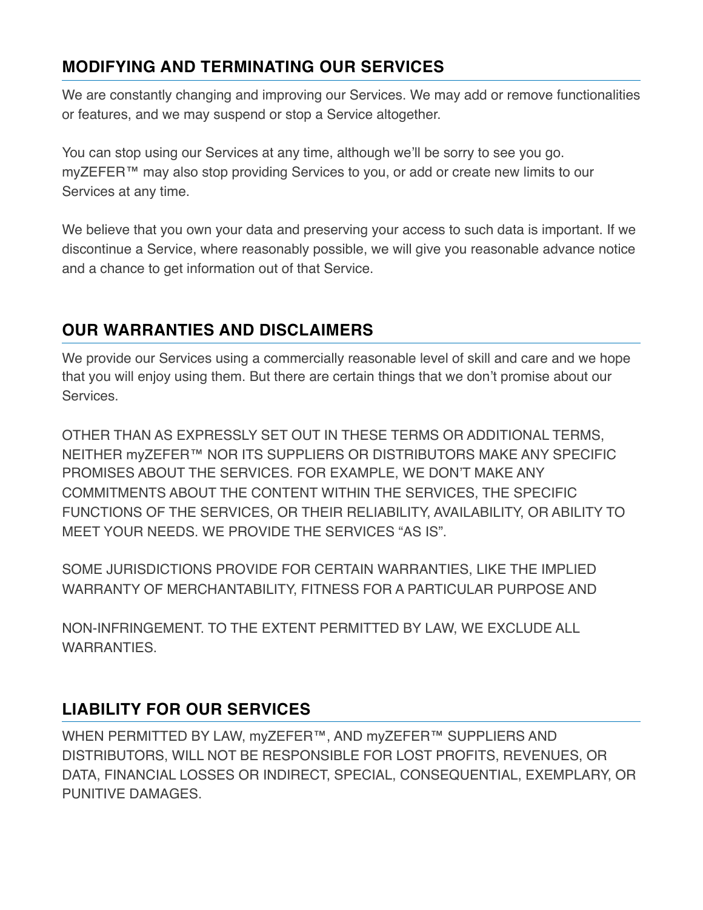## MODIFYING AND TERMINATING OUR SERVICES

We are constantly changing and improving our Services. We may add or remove functionalities or features, and we may suspend or stop a Service altogether.

You can stop using our Services at any time, although we'll be sorry to see you go. myZEFER™ may also stop providing Services to you, or add or create new limits to our Services at any time.

We believe that you own your data and preserving your access to such data is important. If we discontinue a Service, where reasonably possible, we will give you reasonable advance notice and a chance to get information out of that Service.

## OUR WARRANTIES AND DISCLAIMERS

We provide our Services using a commercially reasonable level of skill and care and we hope that you will enjoy using them. But there are certain things that we don't promise about our Services.

OTHER THAN AS EXPRESSLY SET OUT IN THESE TERMS OR ADDITIONAL TERMS, NEITHER myZEFER™ NOR ITS SUPPLIERS OR DISTRIBUTORS MAKE ANY SPECIFIC PROMISES ABOUT THE SERVICES. FOR EXAMPLE, WE DON'T MAKE ANY COMMITMENTS ABOUT THE CONTENT WITHIN THE SERVICES, THE SPECIFIC FUNCTIONS OF THE SERVICES, OR THEIR RELIABILITY, AVAILABILITY, OR ABILITY TO MEET YOUR NEEDS. WE PROVIDE THE SERVICES "AS IS".

SOME JURISDICTIONS PROVIDE FOR CERTAIN WARRANTIES, LIKE THE IMPLIED WARRANTY OF MERCHANTABILITY, FITNESS FOR A PARTICULAR PURPOSE AND

NON-INFRINGEMENT. TO THE EXTENT PERMITTED BY LAW, WE EXCLUDE ALL WARRANTIES.

## LIABILITY FOR OUR SERVICES

WHEN PERMITTED BY LAW, myZEFER™, AND myZEFER™ SUPPLIERS AND DISTRIBUTORS, WILL NOT BE RESPONSIBLE FOR LOST PROFITS, REVENUES, OR DATA, FINANCIAL LOSSES OR INDIRECT, SPECIAL, CONSEQUENTIAL, EXEMPLARY, OR PUNITIVE DAMAGES.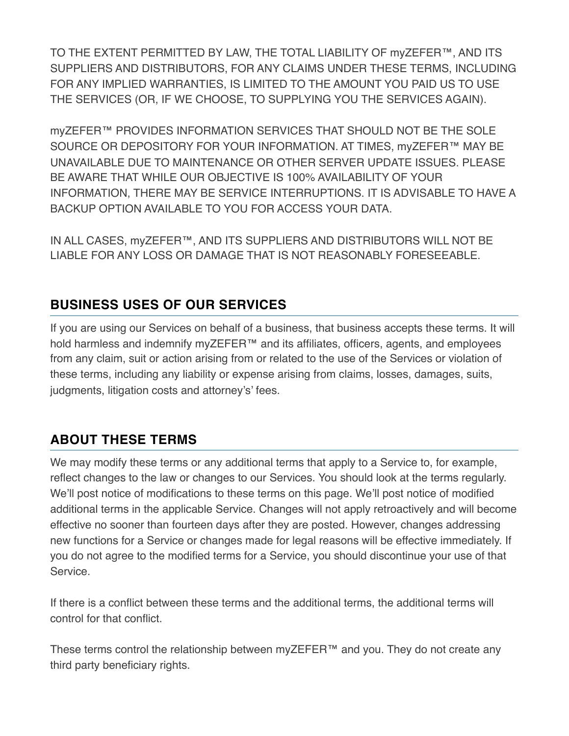TO THE EXTENT PERMITTED BY LAW, THE TOTAL LIABILITY OF myZEFER™, AND ITS SUPPLIERS AND DISTRIBUTORS, FOR ANY CLAIMS UNDER THESE TERMS, INCLUDING FOR ANY IMPLIED WARRANTIES, IS LIMITED TO THE AMOUNT YOU PAID US TO USE THE SERVICES (OR, IF WE CHOOSE, TO SUPPLYING YOU THE SERVICES AGAIN).

myZEFER™ PROVIDES INFORMATION SERVICES THAT SHOULD NOT BE THE SOLE SOURCE OR DEPOSITORY FOR YOUR INFORMATION. AT TIMES, myZEFER™ MAY BE UNAVAILABLE DUE TO MAINTENANCE OR OTHER SERVER UPDATE ISSUES. PLEASE BE AWARE THAT WHILE OUR OBJECTIVE IS 100% AVAILABILITY OF YOUR INFORMATION, THERE MAY BE SERVICE INTERRUPTIONS. IT IS ADVISABLE TO HAVE A BACKUP OPTION AVAILABLE TO YOU FOR ACCESS YOUR DATA.

IN ALL CASES, myZEFER™, AND ITS SUPPLIERS AND DISTRIBUTORS WILL NOT BE LIABLE FOR ANY LOSS OR DAMAGE THAT IS NOT REASONABLY FORESEEABLE.

## BUSINESS USES OF OUR SERVICES

If you are using our Services on behalf of a business, that business accepts these terms. It will hold harmless and indemnify myZEFER™ and its affiliates, officers, agents, and employees from any claim, suit or action arising from or related to the use of the Services or violation of these terms, including any liability or expense arising from claims, losses, damages, suits, judgments, litigation costs and attorney's' fees.

## ABOUT THESE TERMS

We may modify these terms or any additional terms that apply to a Service to, for example, reflect changes to the law or changes to our Services. You should look at the terms regularly. We'll post notice of modifications to these terms on this page. We'll post notice of modified additional terms in the applicable Service. Changes will not apply retroactively and will become effective no sooner than fourteen days after they are posted. However, changes addressing new functions for a Service or changes made for legal reasons will be effective immediately. If you do not agree to the modified terms for a Service, you should discontinue your use of that Service.

If there is a conflict between these terms and the additional terms, the additional terms will control for that conflict.

These terms control the relationship between myZEFER™ and you. They do not create any third party beneficiary rights.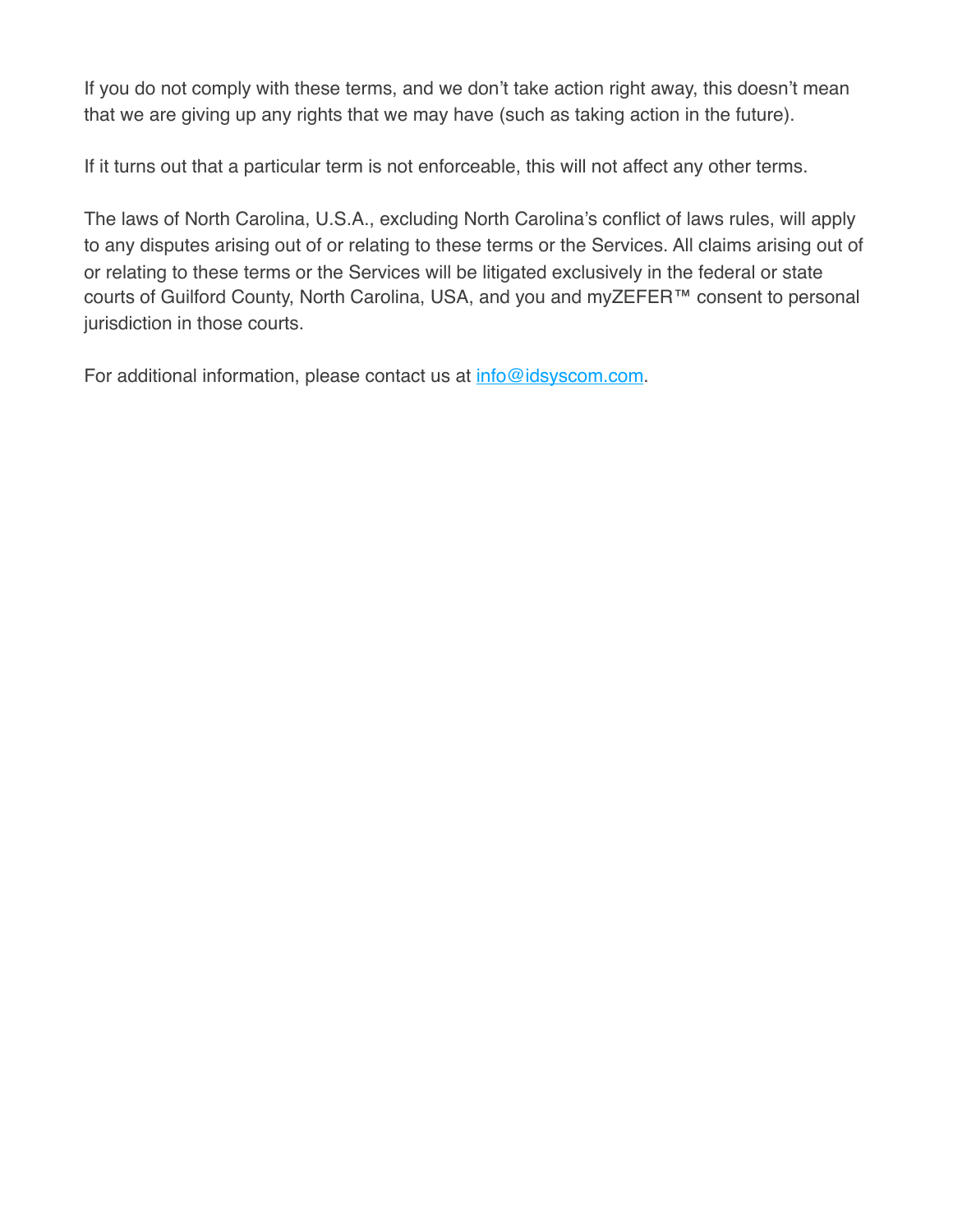If you do not comply with these terms, and we don’t take action right away, this doesn’t mean that we are giving up any rights that we may have (such as taking action in the future).

If it turns out that a particular term is not enforceable, this will not affect any other terms.

The laws of North Carolina, U.S.A., excluding North Carolina’s conflict of laws rules, will apply to any disputes arising out of or relating to these terms or the Services. All claims arising out of or relating to these terms or the Services will be litigated exclusively in the federal or state courts of Guilford County, North Carolina, USA, and you and myZEFER™ consent to personal jurisdiction in those courts.

For additional information, please contact us at [info@idsyscom.com](mailto:info@idsyscom.com).